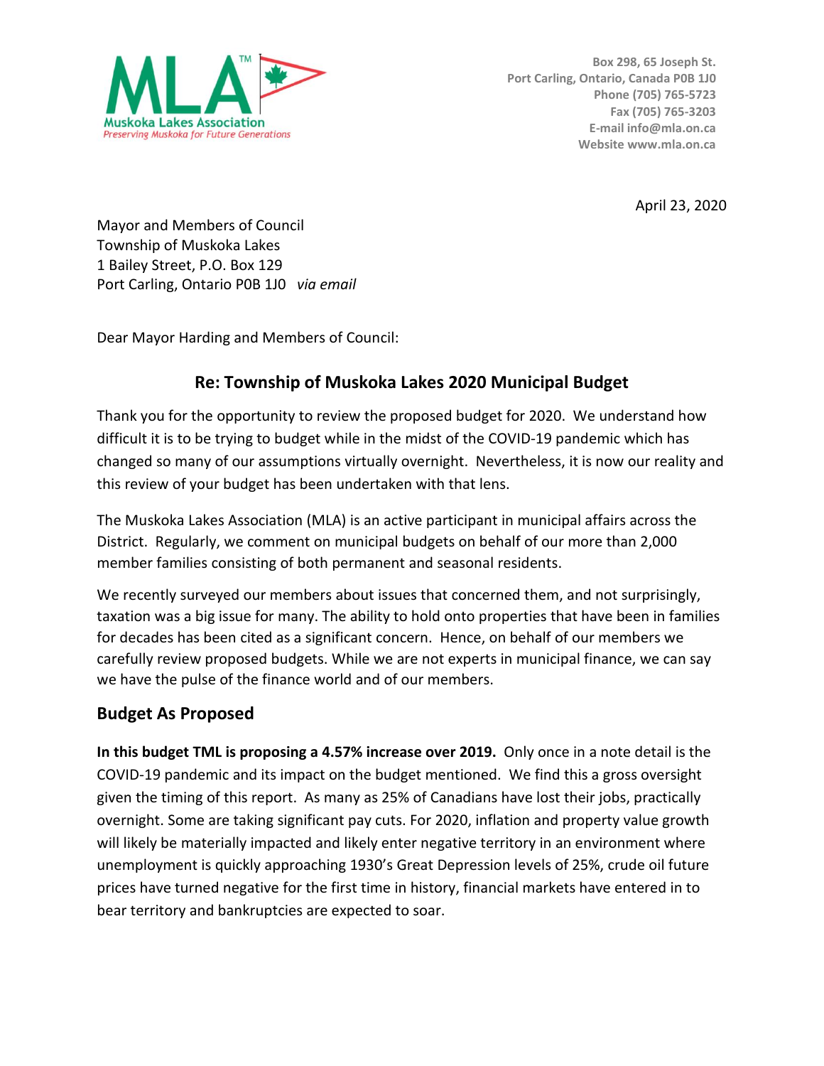**MLA™**
**Muskoka Lakes Association**
*Preserving Muskoka for Future Generations*

Box 298, 65 Joseph St.
Port Carling, Ontario, Canada P0B 1J0
Phone (705) 765-5723
Fax (705) 765-3203
E-mail info@mla.on.ca
Website www.mla.on.ca

April 23, 2020

Mayor and Members of Council
Township of Muskoka Lakes
1 Bailey Street, P.O. Box 129
Port Carling, Ontario P0B 1J0 *via email*

Dear Mayor Harding and Members of Council:

## Re: Township of Muskoka Lakes 2020 Municipal Budget

Thank you for the opportunity to review the proposed budget for 2020. We understand how difficult it is to be trying to budget while in the midst of the COVID-19 pandemic which has changed so many of our assumptions virtually overnight. Nevertheless, it is now our reality and this review of your budget has been undertaken with that lens.

The Muskoka Lakes Association (MLA) is an active participant in municipal affairs across the District. Regularly, we comment on municipal budgets on behalf of our more than 2,000 member families consisting of both permanent and seasonal residents.

We recently surveyed our members about issues that concerned them, and not surprisingly, taxation was a big issue for many. The ability to hold onto properties that have been in families for decades has been cited as a significant concern. Hence, on behalf of our members we carefully review proposed budgets. While we are not experts in municipal finance, we can say we have the pulse of the finance world and of our members.

## Budget As Proposed

**In this budget TML is proposing a 4.57% increase over 2019.** Only once in a note detail is the COVID-19 pandemic and its impact on the budget mentioned. We find this a gross oversight given the timing of this report. As many as 25% of Canadians have lost their jobs, practically overnight. Some are taking significant pay cuts. For 2020, inflation and property value growth will likely be materially impacted and likely enter negative territory in an environment where unemployment is quickly approaching 1930's Great Depression levels of 25%, crude oil future prices have turned negative for the first time in history, financial markets have entered in to bear territory and bankruptcies are expected to soar.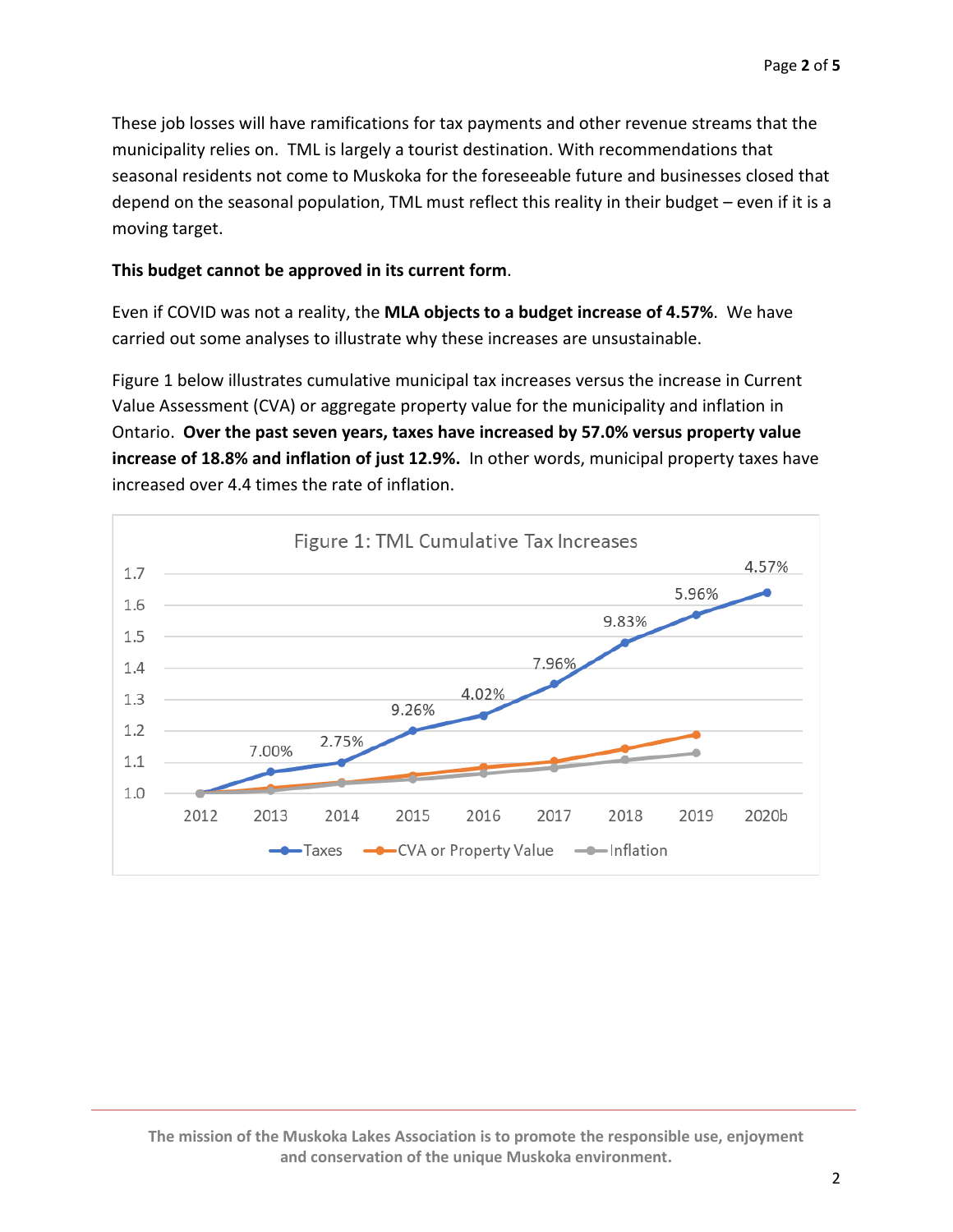These job losses will have ramifications for tax payments and other revenue streams that the municipality relies on. TML is largely a tourist destination. With recommendations that seasonal residents not come to Muskoka for the foreseeable future and businesses closed that depend on the seasonal population, TML must reflect this reality in their budget – even if it is a moving target.

**This budget cannot be approved in its current form**.

Even if COVID was not a reality, the **MLA objects to a budget increase of 4.57%**. We have carried out some analyses to illustrate why these increases are unsustainable.

Figure 1 below illustrates cumulative municipal tax increases versus the increase in Current Value Assessment (CVA) or aggregate property value for the municipality and inflation in Ontario. **Over the past seven years, taxes have increased by 57.0% versus property value increase of 18.8% and inflation of just 12.9%.** In other words, municipal property taxes have increased over 4.4 times the rate of inflation.

Figure 1: TML Cumulative Tax Increases

| Year | Taxes (annual increase) |
| --- | --- |
| 2012 | |
| 2013 | 7.00% |
| 2014 | 2.75% |
| 2015 | 9.26% |
| 2016 | 4.02% |
| 2017 | 7.96% |
| 2018 | 9.83% |
| 2019 | 5.96% |
| 2020b | 4.57% |

Legend: Taxes, CVA or Property Value, Inflation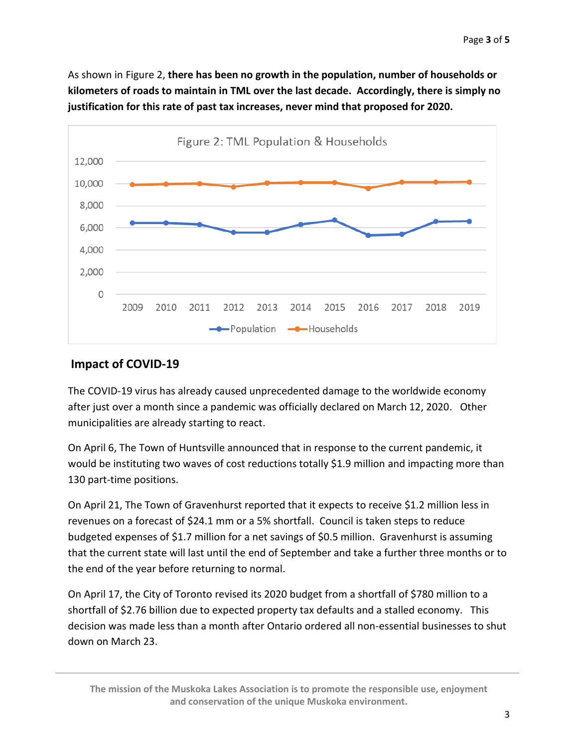As shown in Figure 2, **there has been no growth in the population, number of households or kilometers of roads to maintain in TML over the last decade. Accordingly, there is simply no justification for this rate of past tax increases, never mind that proposed for 2020.**

Figure 2: TML Population & Households

## Impact of COVID-19

The COVID-19 virus has already caused unprecedented damage to the worldwide economy after just over a month since a pandemic was officially declared on March 12, 2020. Other municipalities are already starting to react.

On April 6, The Town of Huntsville announced that in response to the current pandemic, it would be instituting two waves of cost reductions totally $1.9 million and impacting more than 130 part-time positions.

On April 21, The Town of Gravenhurst reported that it expects to receive $1.2 million less in revenues on a forecast of $24.1 mm or a 5% shortfall. Council is taken steps to reduce budgeted expenses of $1.7 million for a net savings of $0.5 million. Gravenhurst is assuming that the current state will last until the end of September and take a further three months or to the end of the year before returning to normal.

On April 17, the City of Toronto revised its 2020 budget from a shortfall of $780 million to a shortfall of $2.76 billion due to expected property tax defaults and a stalled economy. This decision was made less than a month after Ontario ordered all non-essential businesses to shut down on March 23.

**The mission of the Muskoka Lakes Association is to promote the responsible use, enjoyment and conservation of the unique Muskoka environment.**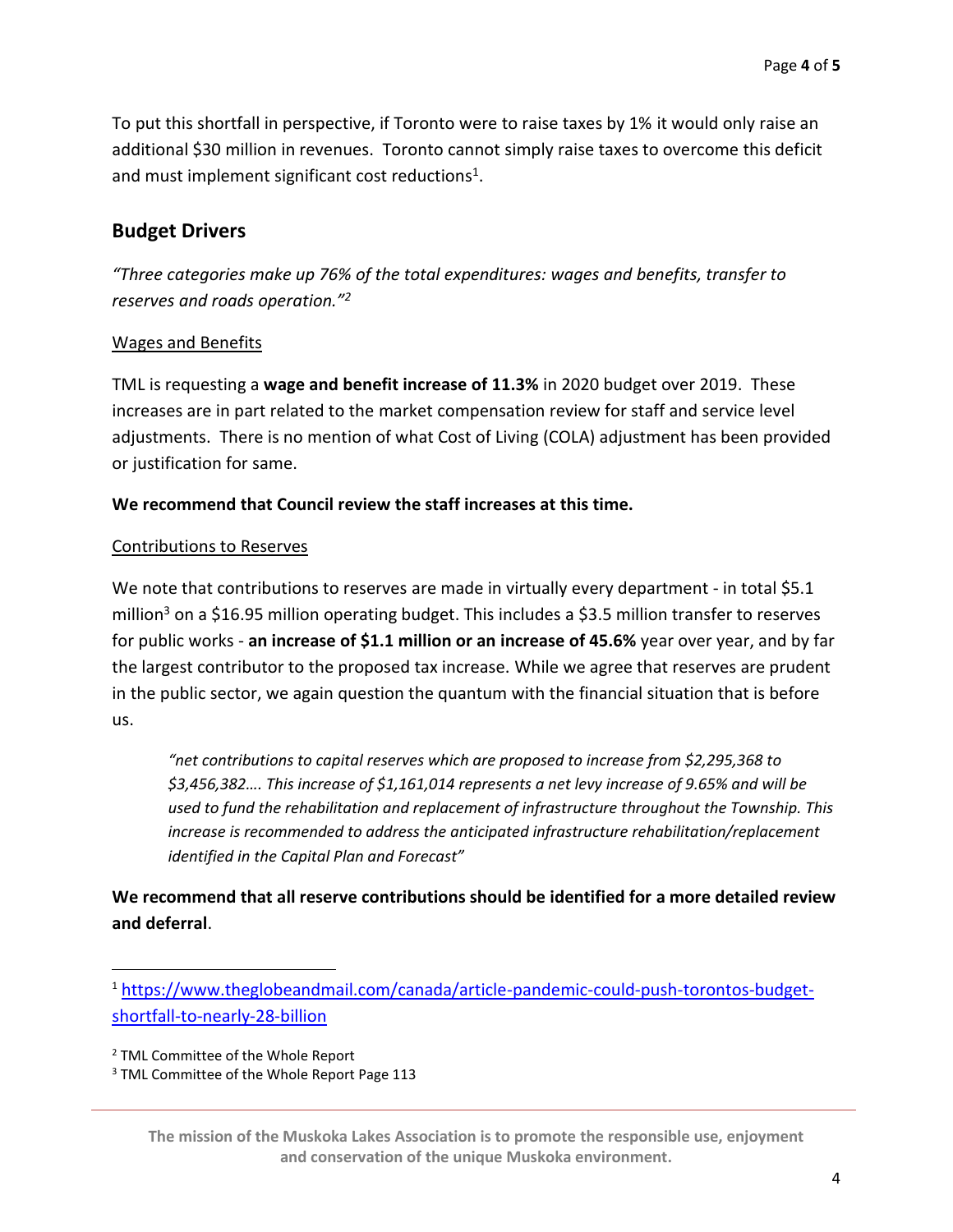To put this shortfall in perspective, if Toronto were to raise taxes by 1% it would only raise an additional $30 million in revenues. Toronto cannot simply raise taxes to overcome this deficit and must implement significant cost reductions[1].

## Budget Drivers

*"Three categories make up 76% of the total expenditures: wages and benefits, transfer to reserves and roads operation."[2]*

<u>Wages and Benefits</u>

TML is requesting a **wage and benefit increase of 11.3%** in 2020 budget over 2019. These increases are in part related to the market compensation review for staff and service level adjustments. There is no mention of what Cost of Living (COLA) adjustment has been provided or justification for same.

**We recommend that Council review the staff increases at this time.**

<u>Contributions to Reserves</u>

We note that contributions to reserves are made in virtually every department - in total $5.1 million[3] on a $16.95 million operating budget. This includes a $3.5 million transfer to reserves for public works - **an increase of $1.1 million or an increase of 45.6%** year over year, and by far the largest contributor to the proposed tax increase. While we agree that reserves are prudent in the public sector, we again question the quantum with the financial situation that is before us.

> *"net contributions to capital reserves which are proposed to increase from $2,295,368 to $3,456,382…. This increase of $1,161,014 represents a net levy increase of 9.65% and will be used to fund the rehabilitation and replacement of infrastructure throughout the Township. This increase is recommended to address the anticipated infrastructure rehabilitation/replacement identified in the Capital Plan and Forecast"*

**We recommend that all reserve contributions should be identified for a more detailed review and deferral**.

---

[1] https://www.theglobeandmail.com/canada/article-pandemic-could-push-torontos-budget-shortfall-to-nearly-28-billion

[2] TML Committee of the Whole Report

[3] TML Committee of the Whole Report Page 113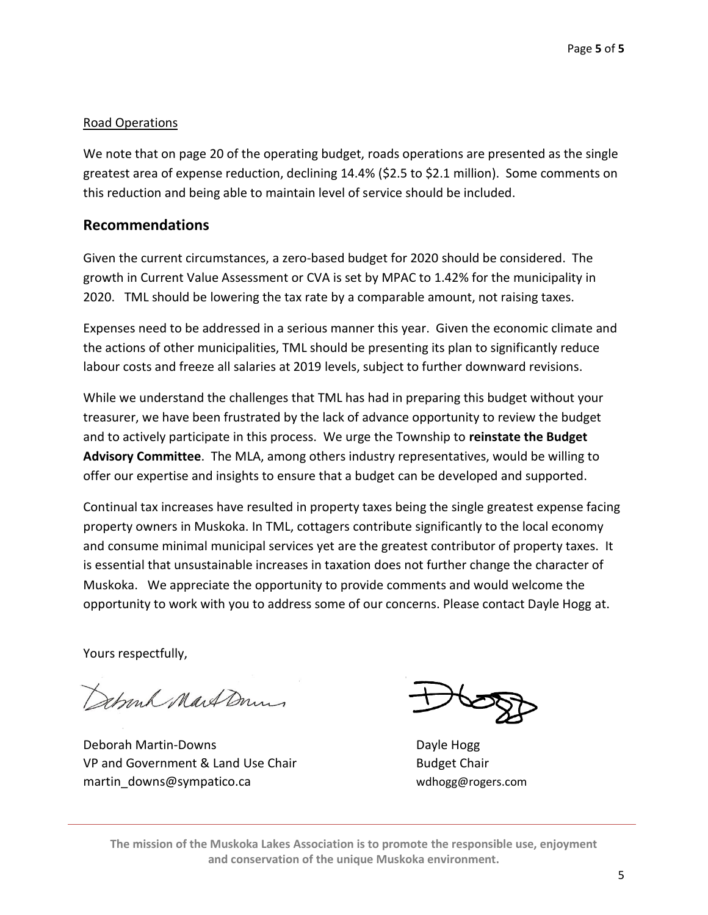Road Operations

We note that on page 20 of the operating budget, roads operations are presented as the single greatest area of expense reduction, declining 14.4% ($2.5 to $2.1 million). Some comments on this reduction and being able to maintain level of service should be included.

## Recommendations

Given the current circumstances, a zero-based budget for 2020 should be considered. The growth in Current Value Assessment or CVA is set by MPAC to 1.42% for the municipality in 2020. TML should be lowering the tax rate by a comparable amount, not raising taxes.

Expenses need to be addressed in a serious manner this year. Given the economic climate and the actions of other municipalities, TML should be presenting its plan to significantly reduce labour costs and freeze all salaries at 2019 levels, subject to further downward revisions.

While we understand the challenges that TML has had in preparing this budget without your treasurer, we have been frustrated by the lack of advance opportunity to review the budget and to actively participate in this process. We urge the Township to **reinstate the Budget Advisory Committee**. The MLA, among others industry representatives, would be willing to offer our expertise and insights to ensure that a budget can be developed and supported.

Continual tax increases have resulted in property taxes being the single greatest expense facing property owners in Muskoka. In TML, cottagers contribute significantly to the local economy and consume minimal municipal services yet are the greatest contributor of property taxes. It is essential that unsustainable increases in taxation does not further change the character of Muskoka. We appreciate the opportunity to provide comments and would welcome the opportunity to work with you to address some of our concerns. Please contact Dayle Hogg at.

Yours respectfully,

Deborah Martin-Downs
VP and Government & Land Use Chair
martin_downs@sympatico.ca

Dayle Hogg
Budget Chair
wdhogg@rogers.com

**The mission of the Muskoka Lakes Association is to promote the responsible use, enjoyment and conservation of the unique Muskoka environment.**